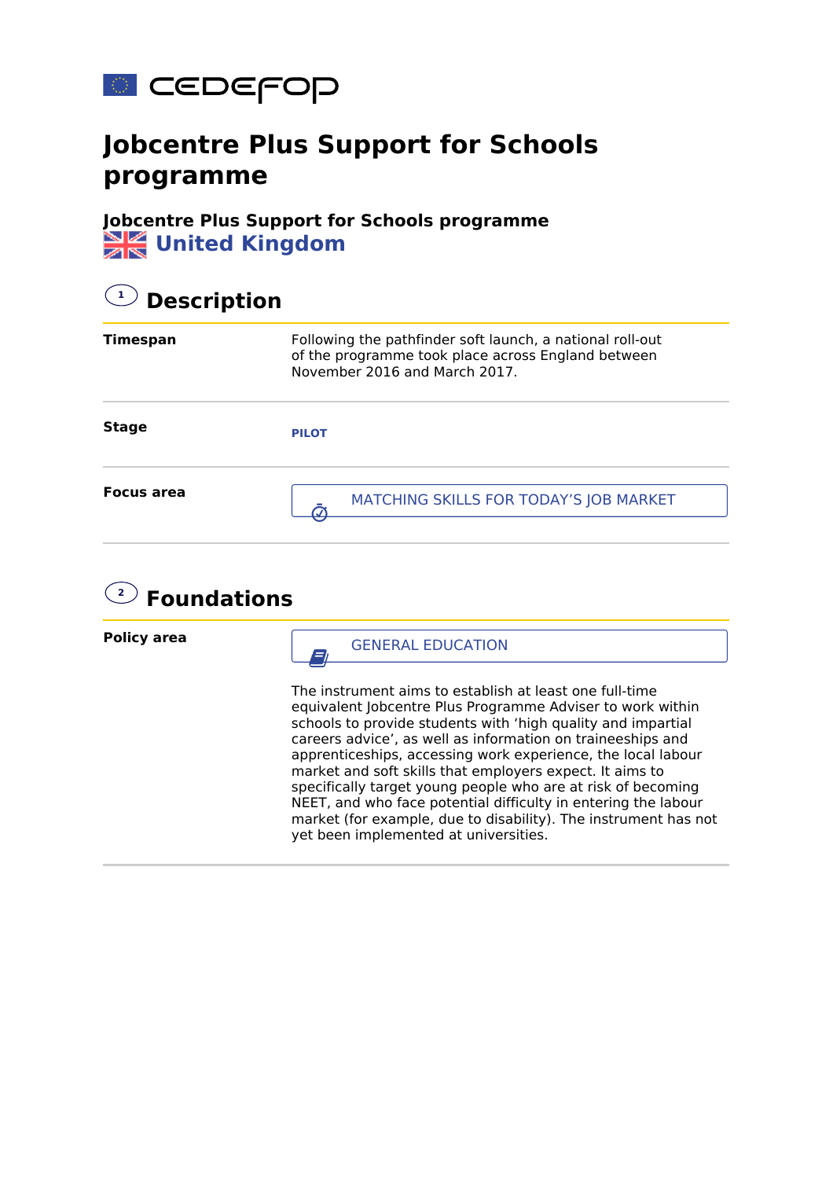cedefop

# Jobcentre Plus Support for Schools programme

**Jobcentre Plus Support for Schools programme**

United Kingdom

## 1 Description

| | |
|---|---|
| **Timespan** | Following the pathfinder soft launch, a national roll-out of the programme took place across England between November 2016 and March 2017. |
| **Stage** | PILOT |
| **Focus area** | MATCHING SKILLS FOR TODAY'S JOB MARKET |

## 2 Foundations

**Policy area**

GENERAL EDUCATION

The instrument aims to establish at least one full-time equivalent Jobcentre Plus Programme Adviser to work within schools to provide students with 'high quality and impartial careers advice', as well as information on traineeships and apprenticeships, accessing work experience, the local labour market and soft skills that employers expect. It aims to specifically target young people who are at risk of becoming NEET, and who face potential difficulty in entering the labour market (for example, due to disability). The instrument has not yet been implemented at universities.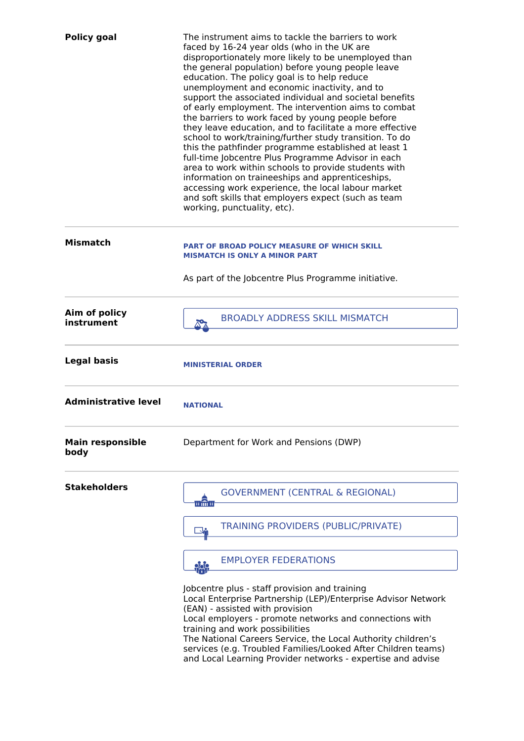**Policy goal**

The instrument aims to tackle the barriers to work faced by 16-24 year olds (who in the UK are disproportionately more likely to be unemployed than the general population) before young people leave education. The policy goal is to help reduce unemployment and economic inactivity, and to support the associated individual and societal benefits of early employment. The intervention aims to combat the barriers to work faced by young people before they leave education, and to facilitate a more effective school to work/training/further study transition. To do this the pathfinder programme established at least 1 full-time Jobcentre Plus Programme Advisor in each area to work within schools to provide students with information on traineeships and apprenticeships, accessing work experience, the local labour market and soft skills that employers expect (such as team working, punctuality, etc).

---

**Mismatch**

**PART OF BROAD POLICY MEASURE OF WHICH SKILL MISMATCH IS ONLY A MINOR PART**

As part of the Jobcentre Plus Programme initiative.

---

**Aim of policy instrument**

BROADLY ADDRESS SKILL MISMATCH

---

**Legal basis**

**MINISTERIAL ORDER**

---

**Administrative level**

**NATIONAL**

---

**Main responsible body**

Department for Work and Pensions (DWP)

---

**Stakeholders**

GOVERNMENT (CENTRAL & REGIONAL)

TRAINING PROVIDERS (PUBLIC/PRIVATE)

EMPLOYER FEDERATIONS

Jobcentre plus - staff provision and training
Local Enterprise Partnership (LEP)/Enterprise Advisor Network (EAN) - assisted with provision
Local employers - promote networks and connections with training and work possibilities
The National Careers Service, the Local Authority children's services (e.g. Troubled Families/Looked After Children teams) and Local Learning Provider networks - expertise and advise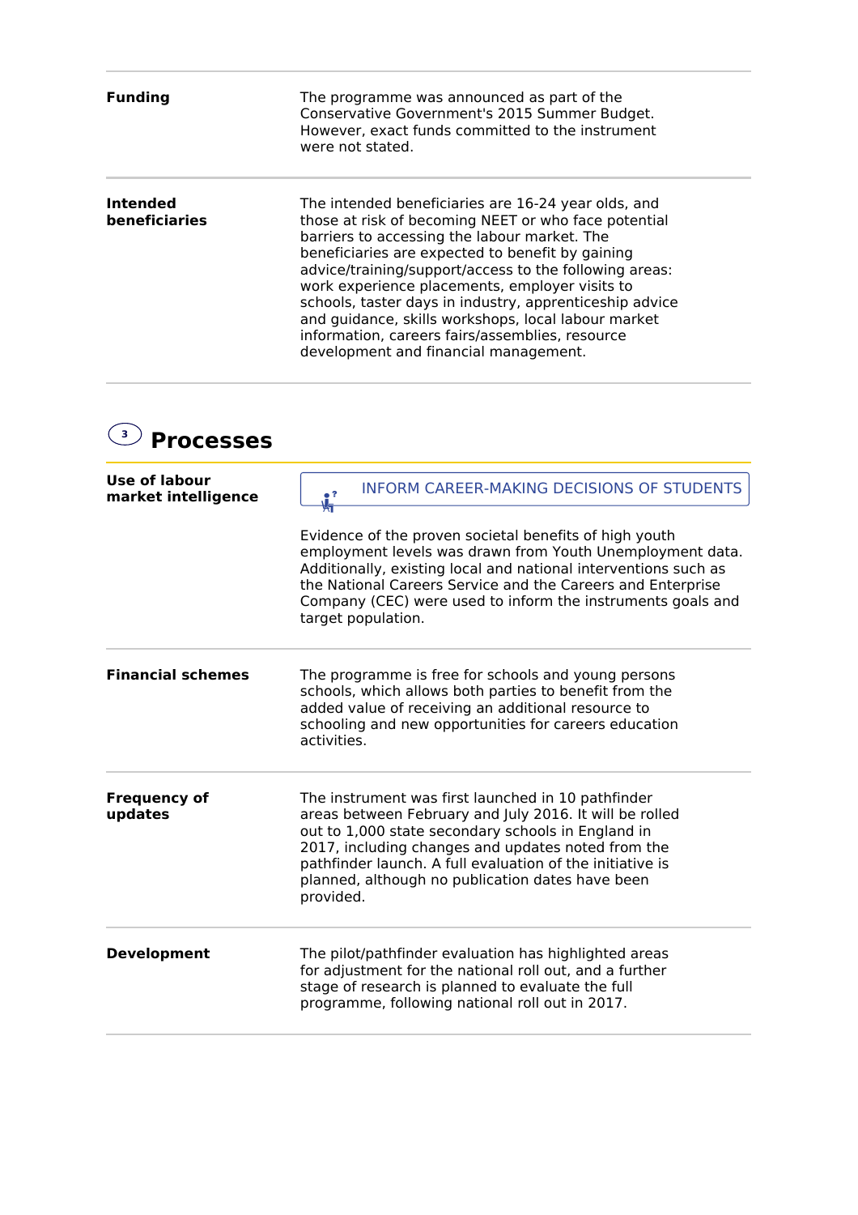| | |
|---|---|
| **Funding** | The programme was announced as part of the Conservative Government's 2015 Summer Budget. However, exact funds committed to the instrument were not stated. |
| **Intended beneficiaries** | The intended beneficiaries are 16-24 year olds, and those at risk of becoming NEET or who face potential barriers to accessing the labour market. The beneficiaries are expected to benefit by gaining advice/training/support/access to the following areas: work experience placements, employer visits to schools, taster days in industry, apprenticeship advice and guidance, skills workshops, local labour market information, careers fairs/assemblies, resource development and financial management. |

## 3 Processes

| | |
|---|---|
| **Use of labour market intelligence** | INFORM CAREER-MAKING DECISIONS OF STUDENTS<br><br>Evidence of the proven societal benefits of high youth employment levels was drawn from Youth Unemployment data. Additionally, existing local and national interventions such as the National Careers Service and the Careers and Enterprise Company (CEC) were used to inform the instruments goals and target population. |
| **Financial schemes** | The programme is free for schools and young persons schools, which allows both parties to benefit from the added value of receiving an additional resource to schooling and new opportunities for careers education activities. |
| **Frequency of updates** | The instrument was first launched in 10 pathfinder areas between February and July 2016. It will be rolled out to 1,000 state secondary schools in England in 2017, including changes and updates noted from the pathfinder launch. A full evaluation of the initiative is planned, although no publication dates have been provided. |
| **Development** | The pilot/pathfinder evaluation has highlighted areas for adjustment for the national roll out, and a further stage of research is planned to evaluate the full programme, following national roll out in 2017. |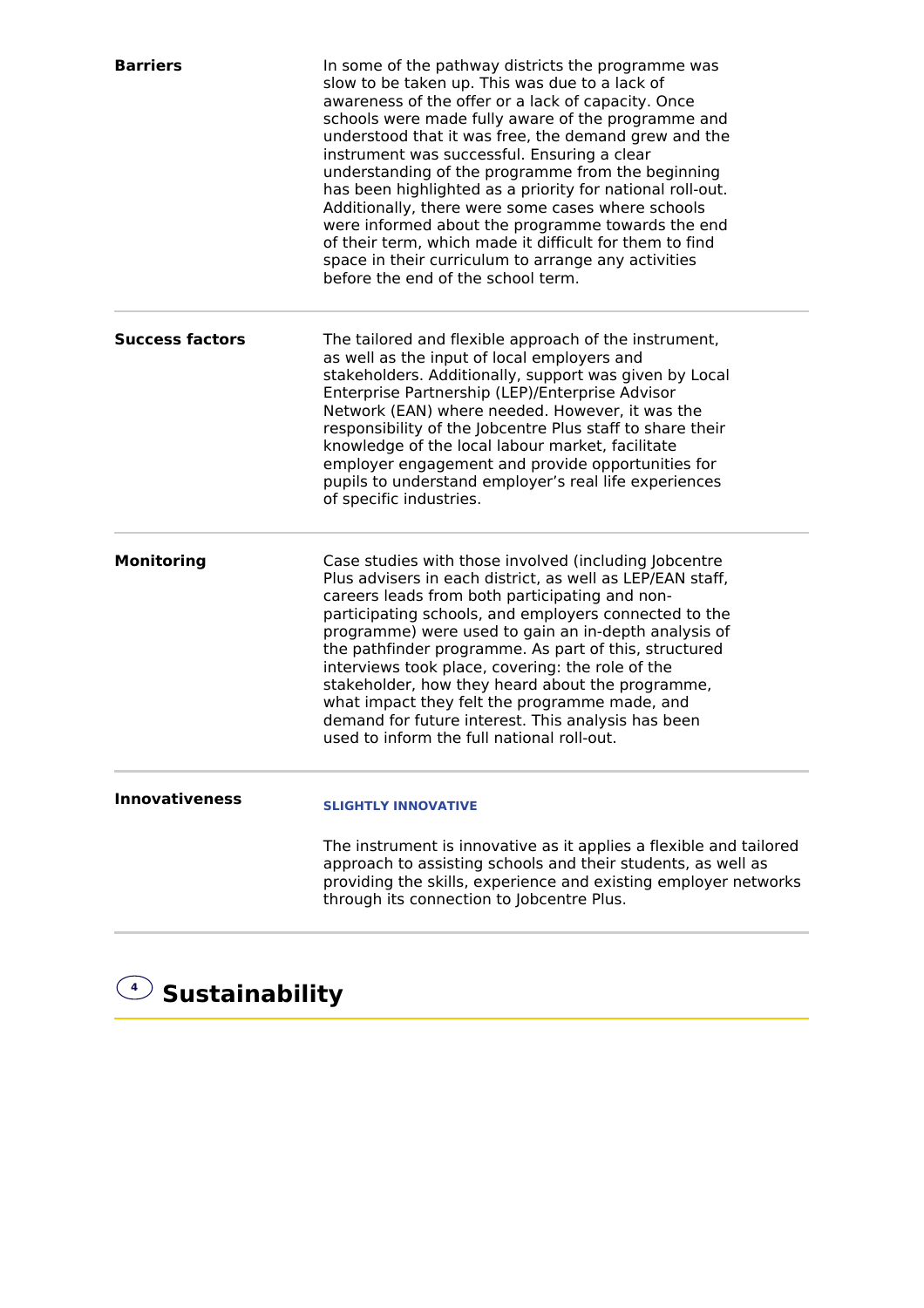| | |
|---|---|
| **Barriers** | In some of the pathway districts the programme was slow to be taken up. This was due to a lack of awareness of the offer or a lack of capacity. Once schools were made fully aware of the programme and understood that it was free, the demand grew and the instrument was successful. Ensuring a clear understanding of the programme from the beginning has been highlighted as a priority for national roll-out. Additionally, there were some cases where schools were informed about the programme towards the end of their term, which made it difficult for them to find space in their curriculum to arrange any activities before the end of the school term. |
| **Success factors** | The tailored and flexible approach of the instrument, as well as the input of local employers and stakeholders. Additionally, support was given by Local Enterprise Partnership (LEP)/Enterprise Advisor Network (EAN) where needed. However, it was the responsibility of the Jobcentre Plus staff to share their knowledge of the local labour market, facilitate employer engagement and provide opportunities for pupils to understand employer's real life experiences of specific industries. |
| **Monitoring** | Case studies with those involved (including Jobcentre Plus advisers in each district, as well as LEP/EAN staff, careers leads from both participating and non-participating schools, and employers connected to the programme) were used to gain an in-depth analysis of the pathfinder programme. As part of this, structured interviews took place, covering: the role of the stakeholder, how they heard about the programme, what impact they felt the programme made, and demand for future interest. This analysis has been used to inform the full national roll-out. |
| **Innovativeness** | **SLIGHTLY INNOVATIVE**<br><br>The instrument is innovative as it applies a flexible and tailored approach to assisting schools and their students, as well as providing the skills, experience and existing employer networks through its connection to Jobcentre Plus. |

## 4 Sustainability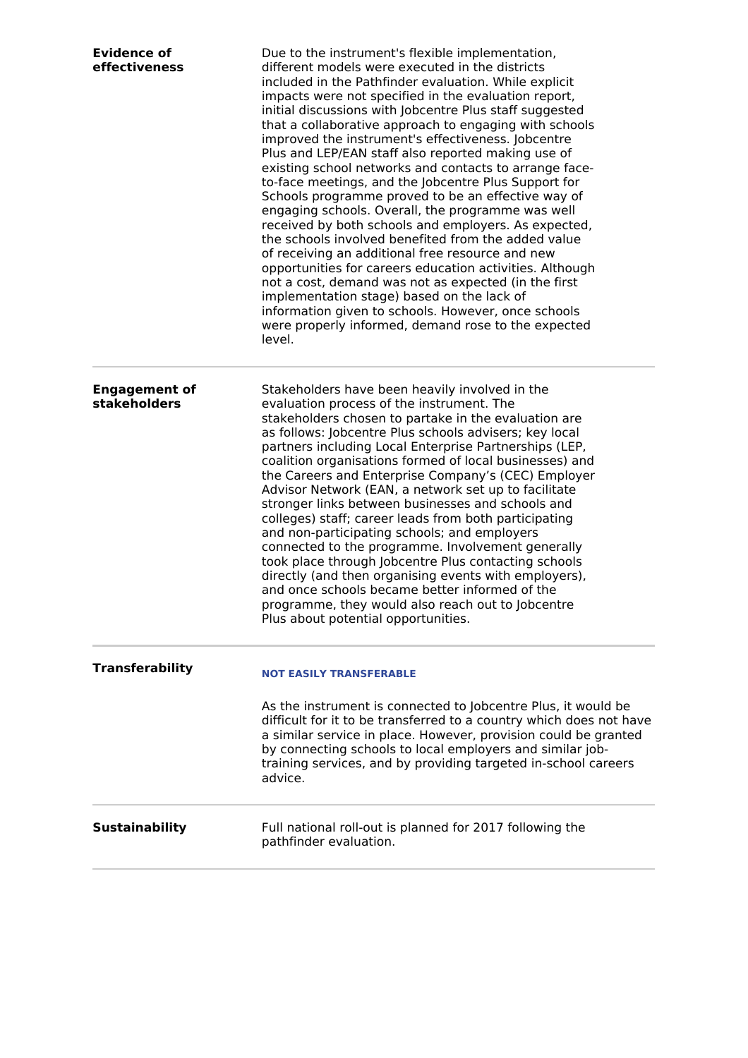| | |
|---|---|
| **Evidence of effectiveness** | Due to the instrument's flexible implementation, different models were executed in the districts included in the Pathfinder evaluation. While explicit impacts were not specified in the evaluation report, initial discussions with Jobcentre Plus staff suggested that a collaborative approach to engaging with schools improved the instrument's effectiveness. Jobcentre Plus and LEP/EAN staff also reported making use of existing school networks and contacts to arrange face-to-face meetings, and the Jobcentre Plus Support for Schools programme proved to be an effective way of engaging schools. Overall, the programme was well received by both schools and employers. As expected, the schools involved benefited from the added value of receiving an additional free resource and new opportunities for careers education activities. Although not a cost, demand was not as expected (in the first implementation stage) based on the lack of information given to schools. However, once schools were properly informed, demand rose to the expected level. |
| **Engagement of stakeholders** | Stakeholders have been heavily involved in the evaluation process of the instrument. The stakeholders chosen to partake in the evaluation are as follows: Jobcentre Plus schools advisers; key local partners including Local Enterprise Partnerships (LEP, coalition organisations formed of local businesses) and the Careers and Enterprise Company's (CEC) Employer Advisor Network (EAN, a network set up to facilitate stronger links between businesses and schools and colleges) staff; career leads from both participating and non-participating schools; and employers connected to the programme. Involvement generally took place through Jobcentre Plus contacting schools directly (and then organising events with employers), and once schools became better informed of the programme, they would also reach out to Jobcentre Plus about potential opportunities. |
| **Transferability** | **NOT EASILY TRANSFERABLE**<br><br>As the instrument is connected to Jobcentre Plus, it would be difficult for it to be transferred to a country which does not have a similar service in place. However, provision could be granted by connecting schools to local employers and similar job-training services, and by providing targeted in-school careers advice. |
| **Sustainability** | Full national roll-out is planned for 2017 following the pathfinder evaluation. |